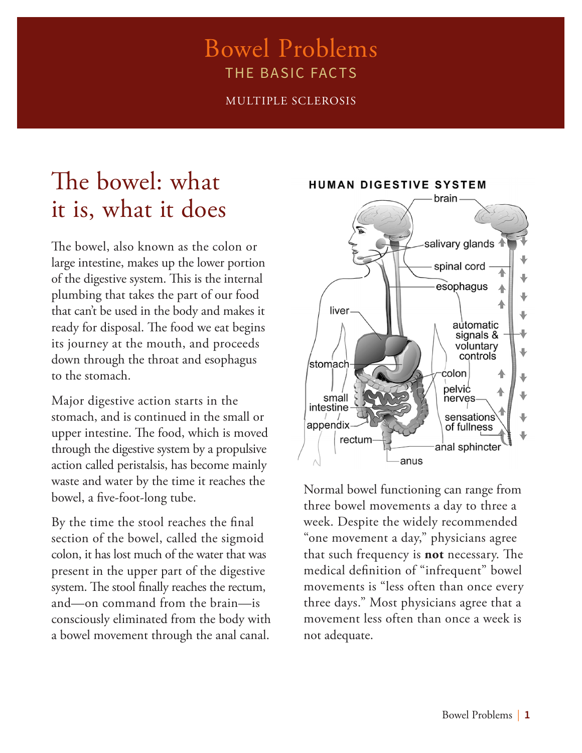# Bowel Problems

## THE BASIC FACTS

MULTIPLE SCLEROSIS

## The bowel: what it is, what it does

The bowel, also known as the colon or large intestine, makes up the lower portion of the digestive system. This is the internal plumbing that takes the part of our food that can't be used in the body and makes it ready for disposal. The food we eat begins its journey at the mouth, and proceeds down through the throat and esophagus to the stomach.

Major digestive action starts in the stomach, and is continued in the small or upper intestine. The food, which is moved through the digestive system by a propulsive action called peristalsis, has become mainly waste and water by the time it reaches the bowel, a five-foot-long tube.

By the time the stool reaches the final section of the bowel, called the sigmoid colon, it has lost much of the water that was present in the upper part of the digestive system. The stool finally reaches the rectum, and—on command from the brain—is consciously eliminated from the body with a bowel movement through the anal canal.

HUMAN DIGESTIVE SYSTEM

brain, salivary glands, spinal cord, esophagus, liver, automatic signals & voluntary controls, stomach, colon, pelvic nerves, small intestine, sensations of fullness, appendix, rectum, anal sphincter, anus

Normal bowel functioning can range from three bowel movements a day to three a week. Despite the widely recommended "one movement a day," physicians agree that such frequency is **not** necessary. The medical definition of "infrequent" bowel movements is "less often than once every three days." Most physicians agree that a movement less often than once a week is not adequate.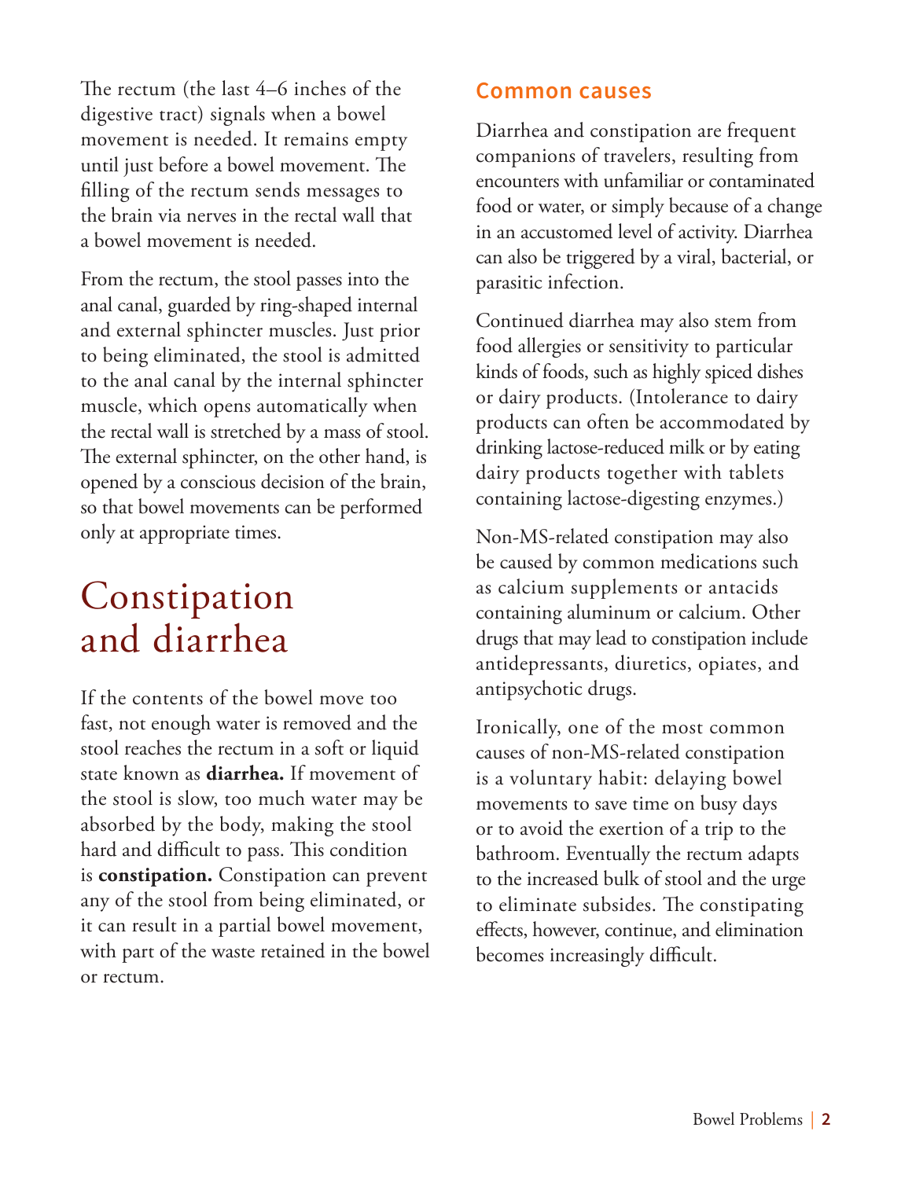The rectum (the last 4–6 inches of the digestive tract) signals when a bowel movement is needed. It remains empty until just before a bowel movement. The filling of the rectum sends messages to the brain via nerves in the rectal wall that a bowel movement is needed.

From the rectum, the stool passes into the anal canal, guarded by ring-shaped internal and external sphincter muscles. Just prior to being eliminated, the stool is admitted to the anal canal by the internal sphincter muscle, which opens automatically when the rectal wall is stretched by a mass of stool. The external sphincter, on the other hand, is opened by a conscious decision of the brain, so that bowel movements can be performed only at appropriate times.

# Constipation and diarrhea

If the contents of the bowel move too fast, not enough water is removed and the stool reaches the rectum in a soft or liquid state known as **diarrhea.** If movement of the stool is slow, too much water may be absorbed by the body, making the stool hard and difficult to pass. This condition is **constipation.** Constipation can prevent any of the stool from being eliminated, or it can result in a partial bowel movement, with part of the waste retained in the bowel or rectum.

## Common causes

Diarrhea and constipation are frequent companions of travelers, resulting from encounters with unfamiliar or contaminated food or water, or simply because of a change in an accustomed level of activity. Diarrhea can also be triggered by a viral, bacterial, or parasitic infection.

Continued diarrhea may also stem from food allergies or sensitivity to particular kinds of foods, such as highly spiced dishes or dairy products. (Intolerance to dairy products can often be accommodated by drinking lactose-reduced milk or by eating dairy products together with tablets containing lactose-digesting enzymes.)

Non-MS-related constipation may also be caused by common medications such as calcium supplements or antacids containing aluminum or calcium. Other drugs that may lead to constipation include antidepressants, diuretics, opiates, and antipsychotic drugs.

Ironically, one of the most common causes of non-MS-related constipation is a voluntary habit: delaying bowel movements to save time on busy days or to avoid the exertion of a trip to the bathroom. Eventually the rectum adapts to the increased bulk of stool and the urge to eliminate subsides. The constipating effects, however, continue, and elimination becomes increasingly difficult.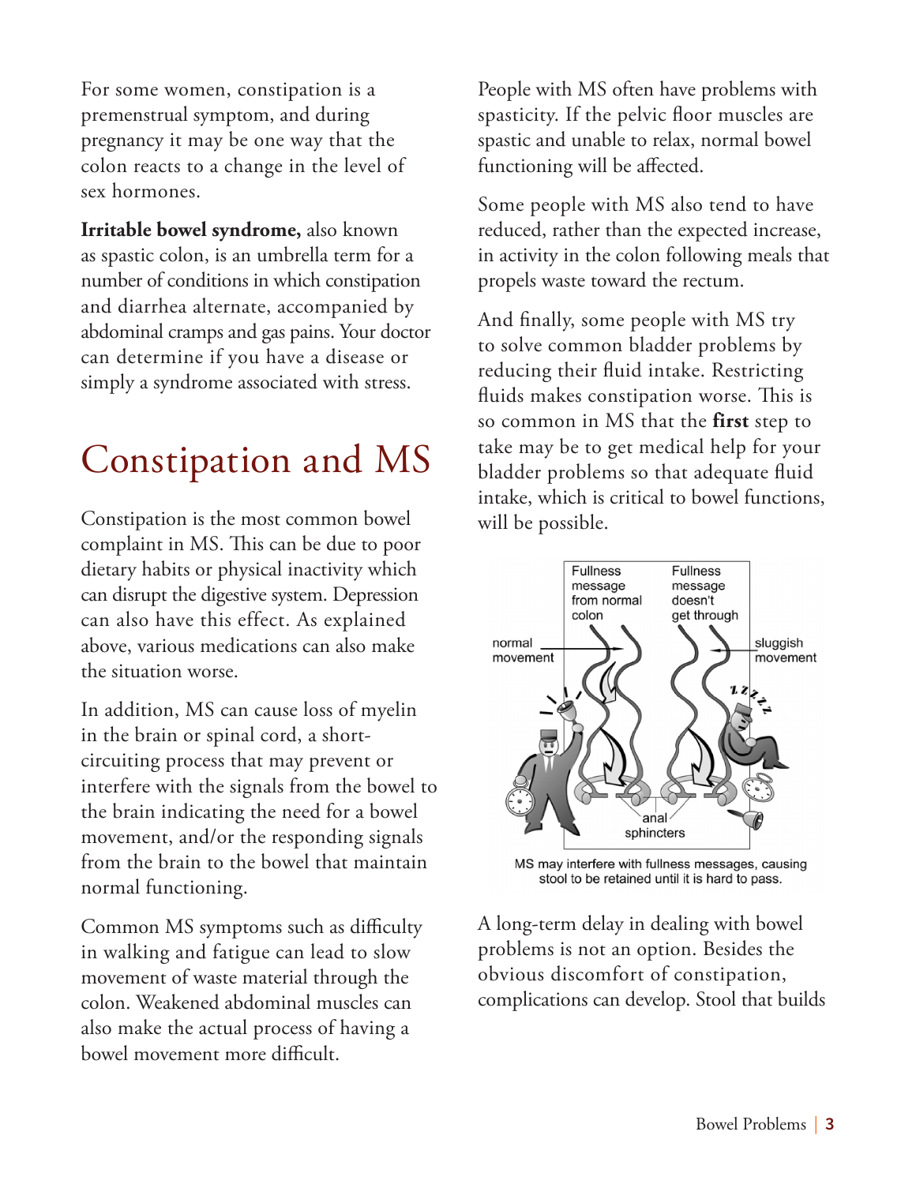For some women, constipation is a premenstrual symptom, and during pregnancy it may be one way that the colon reacts to a change in the level of sex hormones.

**Irritable bowel syndrome,** also known as spastic colon, is an umbrella term for a number of conditions in which constipation and diarrhea alternate, accompanied by abdominal cramps and gas pains. Your doctor can determine if you have a disease or simply a syndrome associated with stress.

# Constipation and MS

Constipation is the most common bowel complaint in MS. This can be due to poor dietary habits or physical inactivity which can disrupt the digestive system. Depression can also have this effect. As explained above, various medications can also make the situation worse.

In addition, MS can cause loss of myelin in the brain or spinal cord, a short-circuiting process that may prevent or interfere with the signals from the bowel to the brain indicating the need for a bowel movement, and/or the responding signals from the brain to the bowel that maintain normal functioning.

Common MS symptoms such as difficulty in walking and fatigue can lead to slow movement of waste material through the colon. Weakened abdominal muscles can also make the actual process of having a bowel movement more difficult.

People with MS often have problems with spasticity. If the pelvic floor muscles are spastic and unable to relax, normal bowel functioning will be affected.

Some people with MS also tend to have reduced, rather than the expected increase, in activity in the colon following meals that propels waste toward the rectum.

And finally, some people with MS try to solve common bladder problems by reducing their fluid intake. Restricting fluids makes constipation worse. This is so common in MS that the **first** step to take may be to get medical help for your bladder problems so that adequate fluid intake, which is critical to bowel functions, will be possible.

MS may interfere with fullness messages, causing stool to be retained until it is hard to pass.

A long-term delay in dealing with bowel problems is not an option. Besides the obvious discomfort of constipation, complications can develop. Stool that builds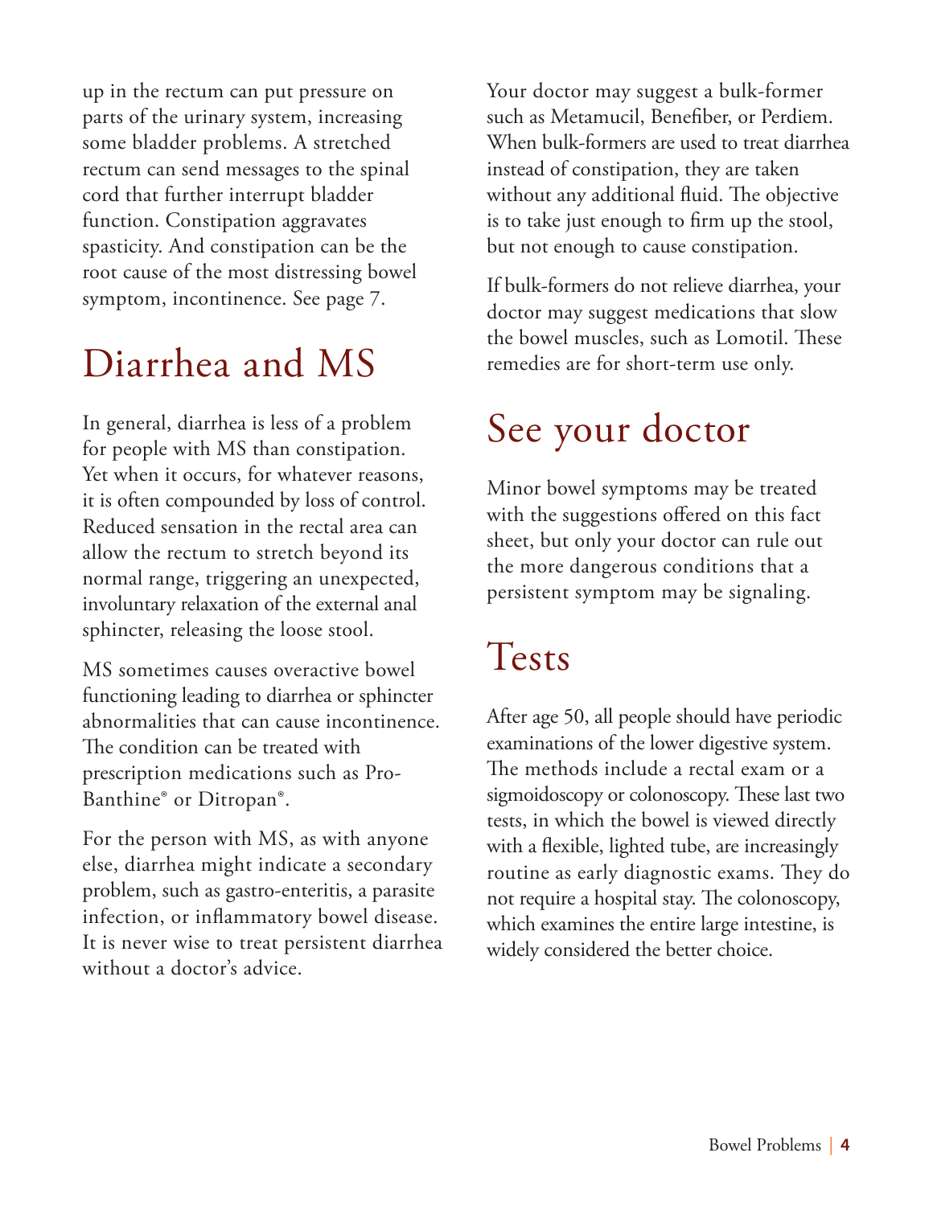up in the rectum can put pressure on parts of the urinary system, increasing some bladder problems. A stretched rectum can send messages to the spinal cord that further interrupt bladder function. Constipation aggravates spasticity. And constipation can be the root cause of the most distressing bowel symptom, incontinence. See page 7.

# Diarrhea and MS

In general, diarrhea is less of a problem for people with MS than constipation. Yet when it occurs, for whatever reasons, it is often compounded by loss of control. Reduced sensation in the rectal area can allow the rectum to stretch beyond its normal range, triggering an unexpected, involuntary relaxation of the external anal sphincter, releasing the loose stool.

MS sometimes causes overactive bowel functioning leading to diarrhea or sphincter abnormalities that can cause incontinence. The condition can be treated with prescription medications such as Pro-Banthine® or Ditropan®.

For the person with MS, as with anyone else, diarrhea might indicate a secondary problem, such as gastro-enteritis, a parasite infection, or inflammatory bowel disease. It is never wise to treat persistent diarrhea without a doctor's advice.

Your doctor may suggest a bulk-former such as Metamucil, Benefiber, or Perdiem. When bulk-formers are used to treat diarrhea instead of constipation, they are taken without any additional fluid. The objective is to take just enough to firm up the stool, but not enough to cause constipation.

If bulk-formers do not relieve diarrhea, your doctor may suggest medications that slow the bowel muscles, such as Lomotil. These remedies are for short-term use only.

# See your doctor

Minor bowel symptoms may be treated with the suggestions offered on this fact sheet, but only your doctor can rule out the more dangerous conditions that a persistent symptom may be signaling.

# Tests

After age 50, all people should have periodic examinations of the lower digestive system. The methods include a rectal exam or a sigmoidoscopy or colonoscopy. These last two tests, in which the bowel is viewed directly with a flexible, lighted tube, are increasingly routine as early diagnostic exams. They do not require a hospital stay. The colonoscopy, which examines the entire large intestine, is widely considered the better choice.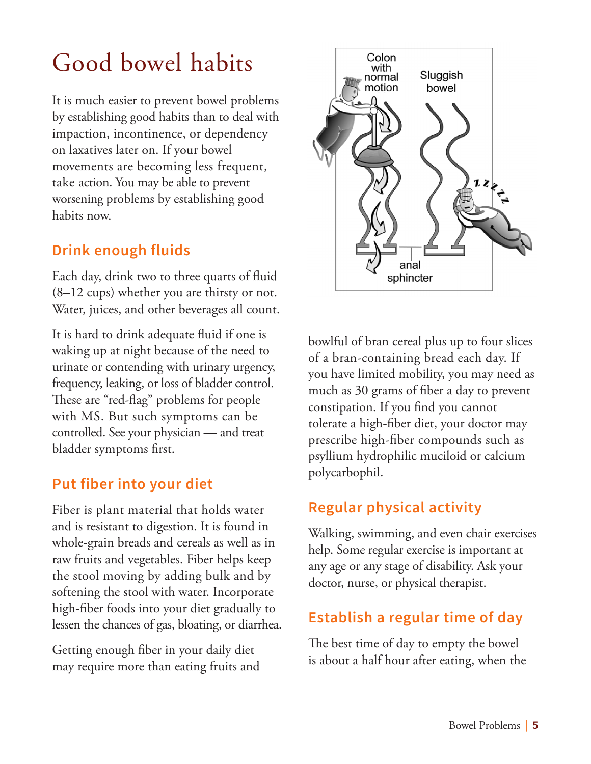# Good bowel habits

It is much easier to prevent bowel problems by establishing good habits than to deal with impaction, incontinence, or dependency on laxatives later on. If your bowel movements are becoming less frequent, take action. You may be able to prevent worsening problems by establishing good habits now.

## Drink enough fluids

Each day, drink two to three quarts of fluid (8–12 cups) whether you are thirsty or not. Water, juices, and other beverages all count.

It is hard to drink adequate fluid if one is waking up at night because of the need to urinate or contending with urinary urgency, frequency, leaking, or loss of bladder control. These are "red-flag" problems for people with MS. But such symptoms can be controlled. See your physician — and treat bladder symptoms first.

## Put fiber into your diet

Fiber is plant material that holds water and is resistant to digestion. It is found in whole-grain breads and cereals as well as in raw fruits and vegetables. Fiber helps keep the stool moving by adding bulk and by softening the stool with water. Incorporate high-fiber foods into your diet gradually to lessen the chances of gas, bloating, or diarrhea.

Getting enough fiber in your daily diet may require more than eating fruits and bowlful of bran cereal plus up to four slices of a bran-containing bread each day. If you have limited mobility, you may need as much as 30 grams of fiber a day to prevent constipation. If you find you cannot tolerate a high-fiber diet, your doctor may prescribe high-fiber compounds such as psyllium hydrophilic muciloid or calcium polycarbophil.

## Regular physical activity

Walking, swimming, and even chair exercises help. Some regular exercise is important at any age or any stage of disability. Ask your doctor, nurse, or physical therapist.

## Establish a regular time of day

The best time of day to empty the bowel is about a half hour after eating, when the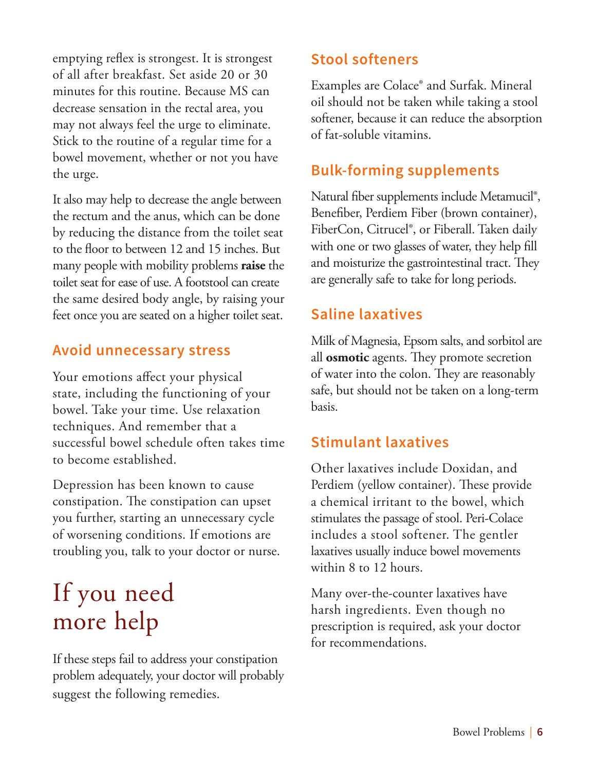emptying reflex is strongest. It is strongest of all after breakfast. Set aside 20 or 30 minutes for this routine. Because MS can decrease sensation in the rectal area, you may not always feel the urge to eliminate. Stick to the routine of a regular time for a bowel movement, whether or not you have the urge.

It also may help to decrease the angle between the rectum and the anus, which can be done by reducing the distance from the toilet seat to the floor to between 12 and 15 inches. But many people with mobility problems **raise** the toilet seat for ease of use. A footstool can create the same desired body angle, by raising your feet once you are seated on a higher toilet seat.

### Avoid unnecessary stress

Your emotions affect your physical state, including the functioning of your bowel. Take your time. Use relaxation techniques. And remember that a successful bowel schedule often takes time to become established.

Depression has been known to cause constipation. The constipation can upset you further, starting an unnecessary cycle of worsening conditions. If emotions are troubling you, talk to your doctor or nurse.

## If you need more help

If these steps fail to address your constipation problem adequately, your doctor will probably suggest the following remedies.

### Stool softeners

Examples are Colace® and Surfak. Mineral oil should not be taken while taking a stool softener, because it can reduce the absorption of fat-soluble vitamins.

### Bulk-forming supplements

Natural fiber supplements include Metamucil®, Benefiber, Perdiem Fiber (brown container), FiberCon, Citrucel®, or Fiberall. Taken daily with one or two glasses of water, they help fill and moisturize the gastrointestinal tract. They are generally safe to take for long periods.

### Saline laxatives

Milk of Magnesia, Epsom salts, and sorbitol are all **osmotic** agents. They promote secretion of water into the colon. They are reasonably safe, but should not be taken on a long-term basis.

### Stimulant laxatives

Other laxatives include Doxidan, and Perdiem (yellow container). These provide a chemical irritant to the bowel, which stimulates the passage of stool. Peri-Colace includes a stool softener. The gentler laxatives usually induce bowel movements within 8 to 12 hours.

Many over-the-counter laxatives have harsh ingredients. Even though no prescription is required, ask your doctor for recommendations.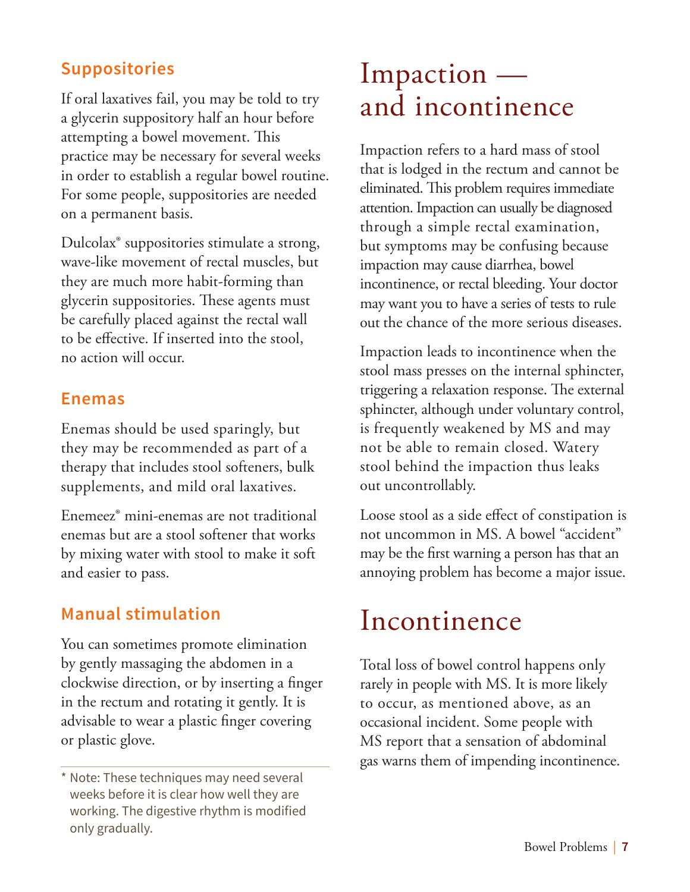### Suppositories

If oral laxatives fail, you may be told to try a glycerin suppository half an hour before attempting a bowel movement. This practice may be necessary for several weeks in order to establish a regular bowel routine. For some people, suppositories are needed on a permanent basis.

Dulcolax® suppositories stimulate a strong, wave-like movement of rectal muscles, but they are much more habit-forming than glycerin suppositories. These agents must be carefully placed against the rectal wall to be effective. If inserted into the stool, no action will occur.

### Enemas

Enemas should be used sparingly, but they may be recommended as part of a therapy that includes stool softeners, bulk supplements, and mild oral laxatives.

Enemeez® mini-enemas are not traditional enemas but are a stool softener that works by mixing water with stool to make it soft and easier to pass.

### Manual stimulation

You can sometimes promote elimination by gently massaging the abdomen in a clockwise direction, or by inserting a finger in the rectum and rotating it gently. It is advisable to wear a plastic finger covering or plastic glove.

* Note: These techniques may need several weeks before it is clear how well they are working. The digestive rhythm is modified only gradually.

# Impaction — and incontinence

Impaction refers to a hard mass of stool that is lodged in the rectum and cannot be eliminated. This problem requires immediate attention. Impaction can usually be diagnosed through a simple rectal examination, but symptoms may be confusing because impaction may cause diarrhea, bowel incontinence, or rectal bleeding. Your doctor may want you to have a series of tests to rule out the chance of the more serious diseases.

Impaction leads to incontinence when the stool mass presses on the internal sphincter, triggering a relaxation response. The external sphincter, although under voluntary control, is frequently weakened by MS and may not be able to remain closed. Watery stool behind the impaction thus leaks out uncontrollably.

Loose stool as a side effect of constipation is not uncommon in MS. A bowel "accident" may be the first warning a person has that an annoying problem has become a major issue.

# Incontinence

Total loss of bowel control happens only rarely in people with MS. It is more likely to occur, as mentioned above, as an occasional incident. Some people with MS report that a sensation of abdominal gas warns them of impending incontinence.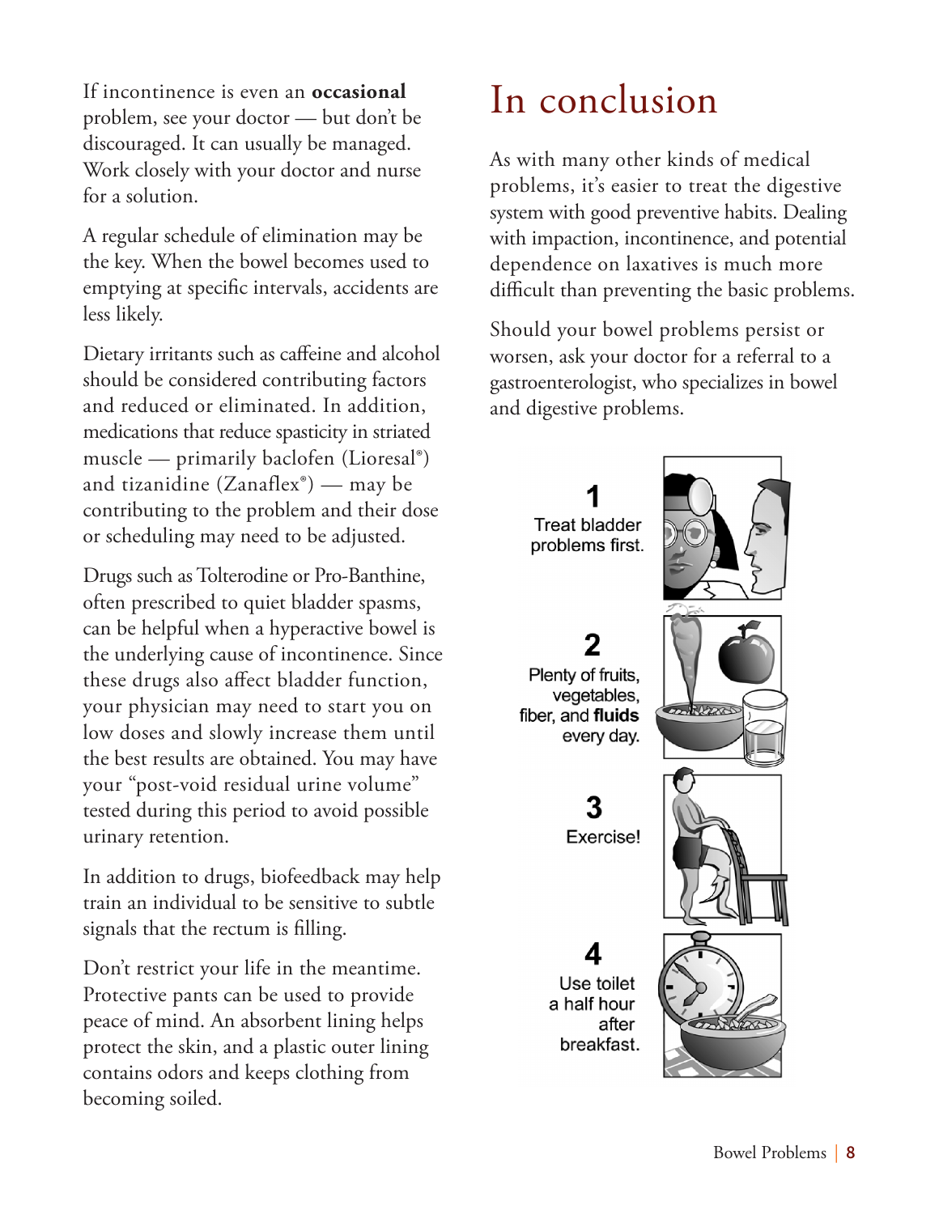If incontinence is even an **occasional** problem, see your doctor — but don't be discouraged. It can usually be managed. Work closely with your doctor and nurse for a solution.

A regular schedule of elimination may be the key. When the bowel becomes used to emptying at specific intervals, accidents are less likely.

Dietary irritants such as caffeine and alcohol should be considered contributing factors and reduced or eliminated. In addition, medications that reduce spasticity in striated muscle — primarily baclofen (Lioresal®) and tizanidine (Zanaflex®) — may be contributing to the problem and their dose or scheduling may need to be adjusted.

Drugs such as Tolterodine or Pro-Banthine, often prescribed to quiet bladder spasms, can be helpful when a hyperactive bowel is the underlying cause of incontinence. Since these drugs also affect bladder function, your physician may need to start you on low doses and slowly increase them until the best results are obtained. You may have your "post-void residual urine volume" tested during this period to avoid possible urinary retention.

In addition to drugs, biofeedback may help train an individual to be sensitive to subtle signals that the rectum is filling.

Don't restrict your life in the meantime. Protective pants can be used to provide peace of mind. An absorbent lining helps protect the skin, and a plastic outer lining contains odors and keeps clothing from becoming soiled.

# In conclusion

As with many other kinds of medical problems, it's easier to treat the digestive system with good preventive habits. Dealing with impaction, incontinence, and potential dependence on laxatives is much more difficult than preventing the basic problems.

Should your bowel problems persist or worsen, ask your doctor for a referral to a gastroenterologist, who specializes in bowel and digestive problems.

**1** Treat bladder problems first.

**2** Plenty of fruits, vegetables, fiber, and **fluids** every day.

**3** Exercise!

**4** Use toilet a half hour after breakfast.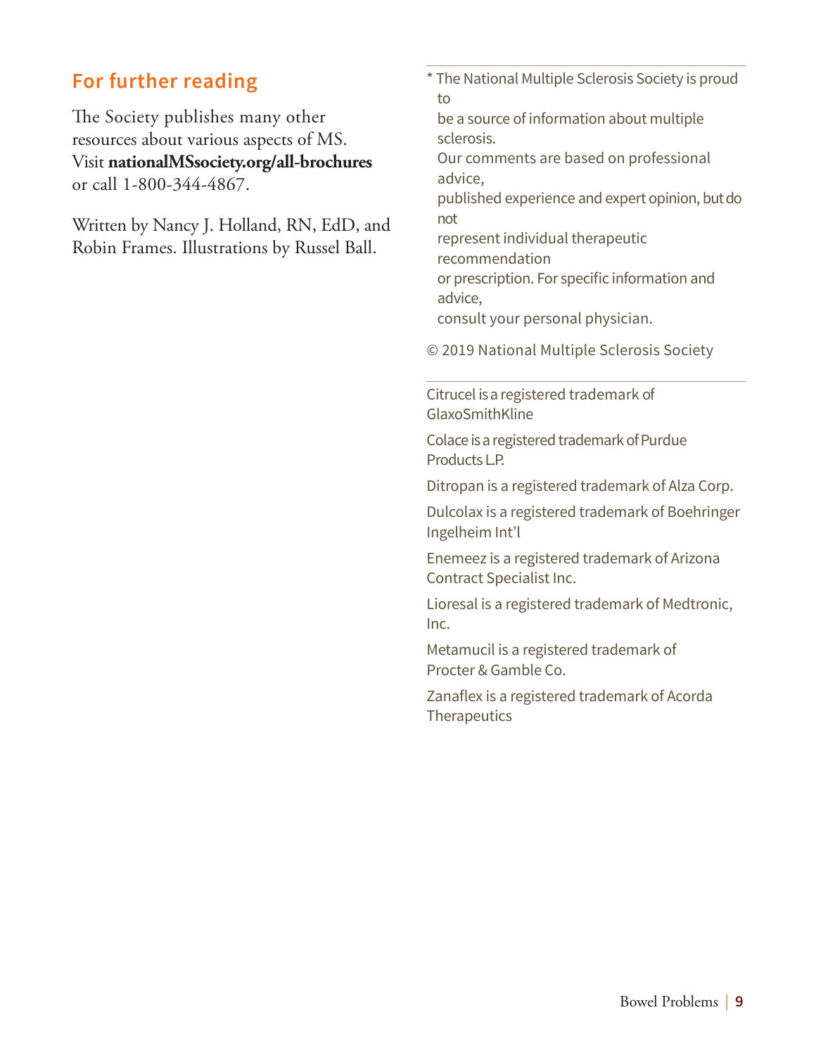## For further reading

The Society publishes many other resources about various aspects of MS. Visit **nationalMSsociety.org/all-brochures** or call 1-800-344-4867.

Written by Nancy J. Holland, RN, EdD, and Robin Frames. Illustrations by Russel Ball.

* The National Multiple Sclerosis Society is proud to be a source of information about multiple sclerosis. Our comments are based on professional advice, published experience and expert opinion, but do not represent individual therapeutic recommendation or prescription. For specific information and advice, consult your personal physician.

© 2019 National Multiple Sclerosis Society

Citrucel is a registered trademark of GlaxoSmithKline

Colace is a registered trademark of Purdue Products L.P.

Ditropan is a registered trademark of Alza Corp.

Dulcolax is a registered trademark of Boehringer Ingelheim Int'l

Enemeez is a registered trademark of Arizona Contract Specialist Inc.

Lioresal is a registered trademark of Medtronic, Inc.

Metamucil is a registered trademark of Procter & Gamble Co.

Zanaflex is a registered trademark of Acorda Therapeutics